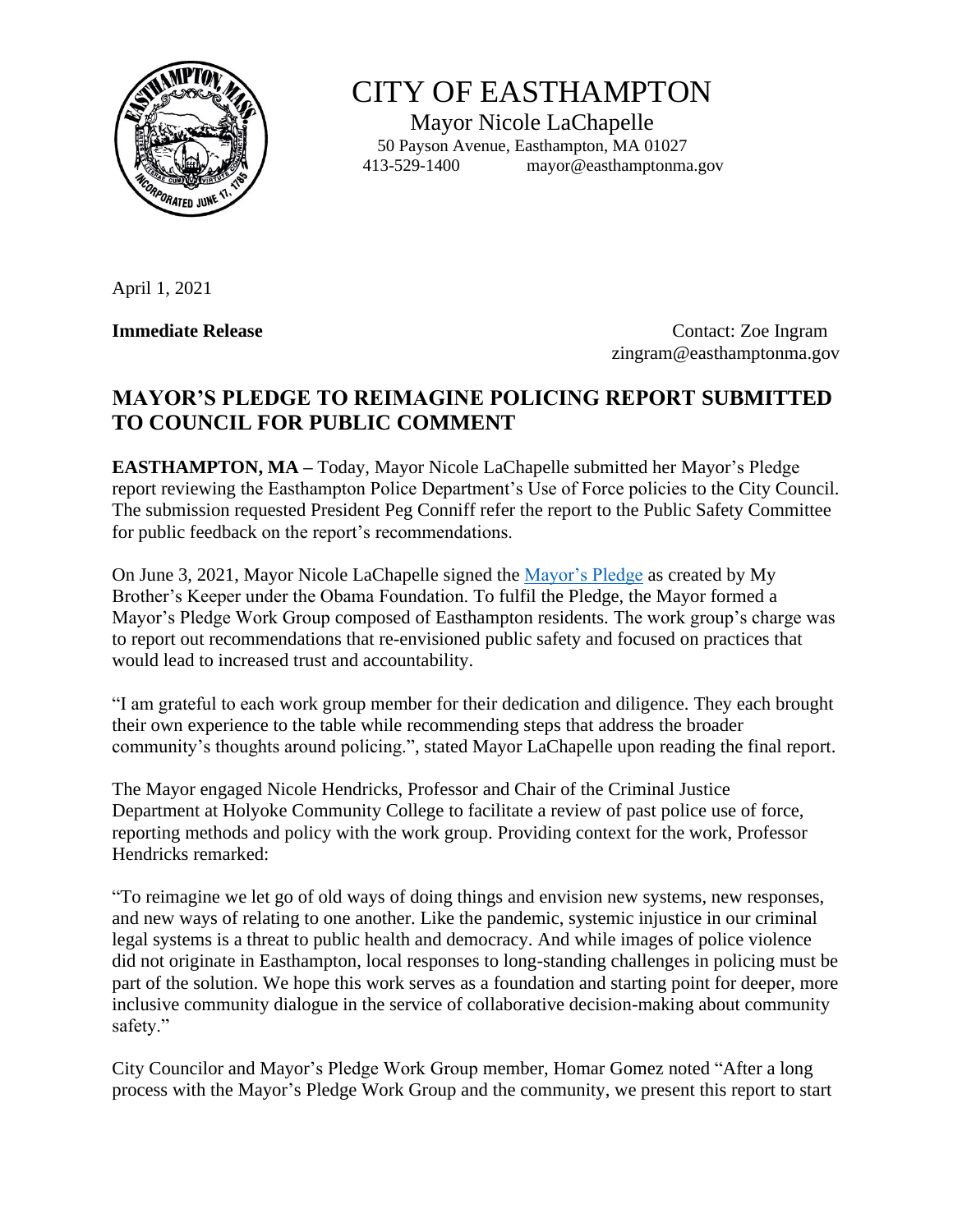# CITY OF EASTHAMPTON

Mayor Nicole LaChapelle
50 Payson Avenue, Easthampton, MA 01027
413-529-1400 mayor@easthamptonma.gov

April 1, 2021

**Immediate Release**

Contact: Zoe Ingram
zingram@easthamptonma.gov

## MAYOR'S PLEDGE TO REIMAGINE POLICING REPORT SUBMITTED TO COUNCIL FOR PUBLIC COMMENT

**EASTHAMPTON, MA –** Today, Mayor Nicole LaChapelle submitted her Mayor's Pledge report reviewing the Easthampton Police Department's Use of Force policies to the City Council. The submission requested President Peg Conniff refer the report to the Public Safety Committee for public feedback on the report's recommendations.

On June 3, 2021, Mayor Nicole LaChapelle signed the [Mayor's Pledge] as created by My Brother's Keeper under the Obama Foundation. To fulfil the Pledge, the Mayor formed a Mayor's Pledge Work Group composed of Easthampton residents. The work group's charge was to report out recommendations that re-envisioned public safety and focused on practices that would lead to increased trust and accountability.

"I am grateful to each work group member for their dedication and diligence. They each brought their own experience to the table while recommending steps that address the broader community's thoughts around policing.", stated Mayor LaChapelle upon reading the final report.

The Mayor engaged Nicole Hendricks, Professor and Chair of the Criminal Justice Department at Holyoke Community College to facilitate a review of past police use of force, reporting methods and policy with the work group. Providing context for the work, Professor Hendricks remarked:

"To reimagine we let go of old ways of doing things and envision new systems, new responses, and new ways of relating to one another. Like the pandemic, systemic injustice in our criminal legal systems is a threat to public health and democracy. And while images of police violence did not originate in Easthampton, local responses to long-standing challenges in policing must be part of the solution. We hope this work serves as a foundation and starting point for deeper, more inclusive community dialogue in the service of collaborative decision-making about community safety."

City Councilor and Mayor's Pledge Work Group member, Homar Gomez noted "After a long process with the Mayor's Pledge Work Group and the community, we present this report to start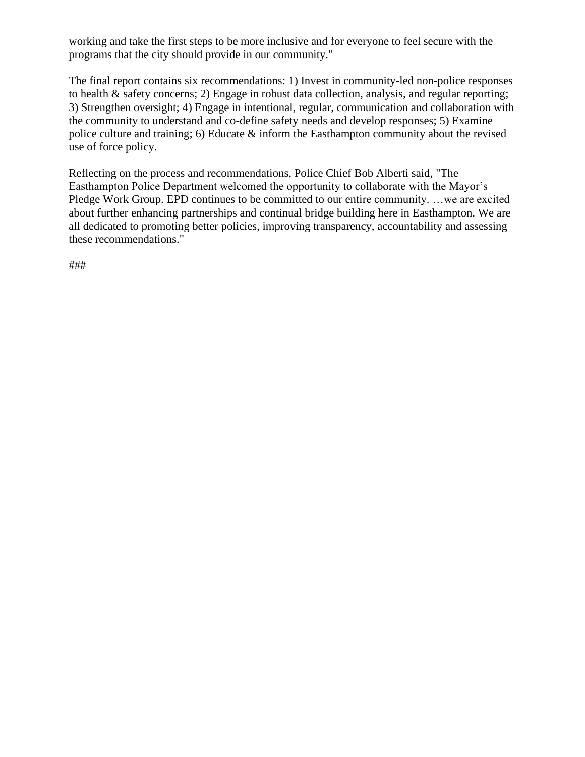working and take the first steps to be more inclusive and for everyone to feel secure with the programs that the city should provide in our community."

The final report contains six recommendations: 1) Invest in community-led non-police responses to health & safety concerns; 2) Engage in robust data collection, analysis, and regular reporting; 3) Strengthen oversight; 4) Engage in intentional, regular, communication and collaboration with the community to understand and co-define safety needs and develop responses; 5) Examine police culture and training; 6) Educate & inform the Easthampton community about the revised use of force policy.

Reflecting on the process and recommendations, Police Chief Bob Alberti said, "The Easthampton Police Department welcomed the opportunity to collaborate with the Mayor's Pledge Work Group. EPD continues to be committed to our entire community. …we are excited about further enhancing partnerships and continual bridge building here in Easthampton. We are all dedicated to promoting better policies, improving transparency, accountability and assessing these recommendations."

###